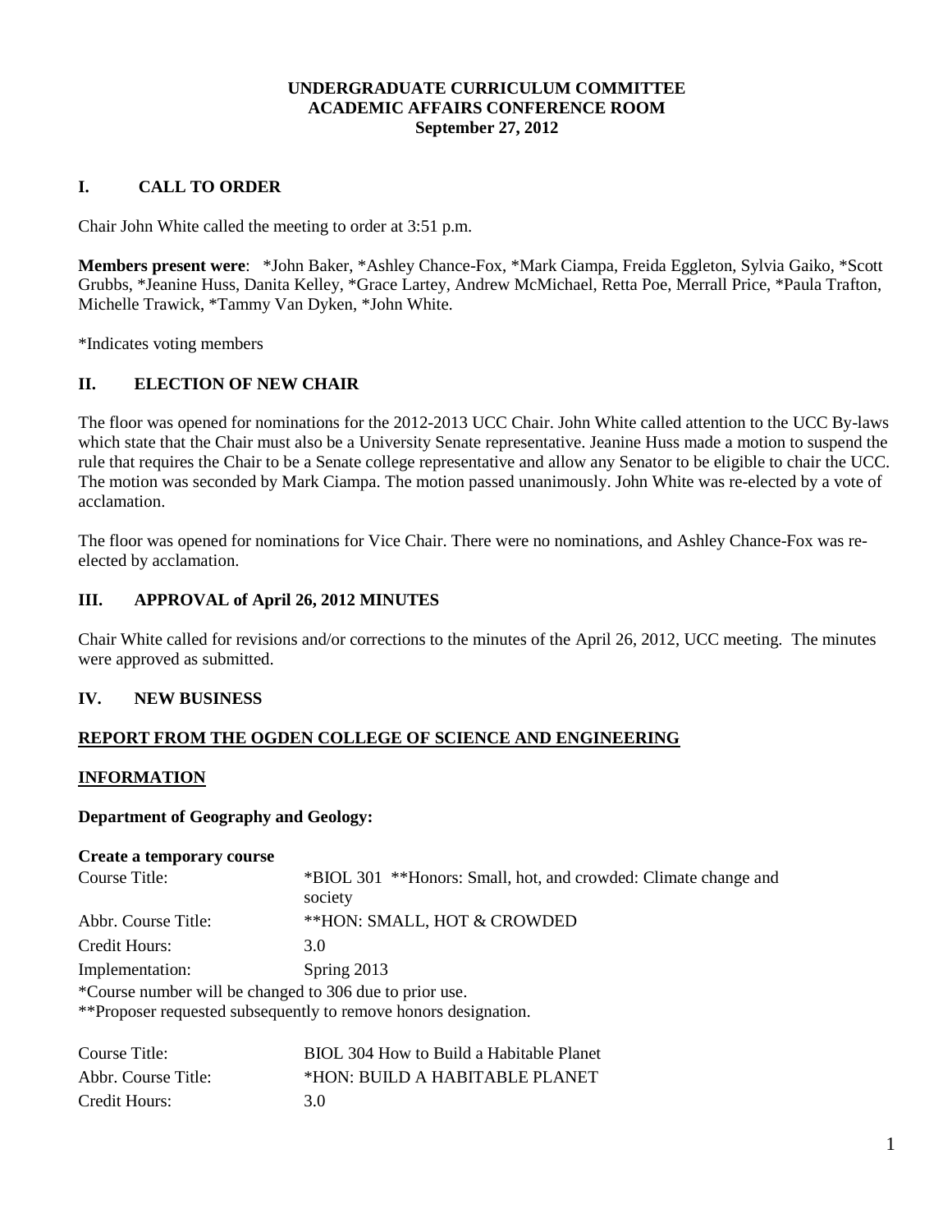**UNDERGRADUATE CURRICULUM COMMITTEE**
**ACADEMIC AFFAIRS CONFERENCE ROOM**
**September 27, 2012**

## I. CALL TO ORDER

Chair John White called the meeting to order at 3:51 p.m.

**Members present were**: *John Baker, *Ashley Chance-Fox, *Mark Ciampa, Freida Eggleton, Sylvia Gaiko, *Scott Grubbs, *Jeanine Huss, Danita Kelley, *Grace Lartey, Andrew McMichael, Retta Poe, Merrall Price, *Paula Trafton, Michelle Trawick, *Tammy Van Dyken, *John White.

*Indicates voting members

## II. ELECTION OF NEW CHAIR

The floor was opened for nominations for the 2012-2013 UCC Chair. John White called attention to the UCC By-laws which state that the Chair must also be a University Senate representative. Jeanine Huss made a motion to suspend the rule that requires the Chair to be a Senate college representative and allow any Senator to be eligible to chair the UCC. The motion was seconded by Mark Ciampa. The motion passed unanimously. John White was re-elected by a vote of acclamation.

The floor was opened for nominations for Vice Chair. There were no nominations, and Ashley Chance-Fox was re-elected by acclamation.

## III. APPROVAL of April 26, 2012 MINUTES

Chair White called for revisions and/or corrections to the minutes of the April 26, 2012, UCC meeting. The minutes were approved as submitted.

## IV. NEW BUSINESS

### REPORT FROM THE OGDEN COLLEGE OF SCIENCE AND ENGINEERING

### INFORMATION

**Department of Geography and Geology:**

**Create a temporary course**

| | |
|---|---|
| Course Title: | *BIOL 301 **Honors: Small, hot, and crowded: Climate change and society |
| Abbr. Course Title: | **HON: SMALL, HOT & CROWDED |
| Credit Hours: | 3.0 |
| Implementation: | Spring 2013 |

*Course number will be changed to 306 due to prior use.
**Proposer requested subsequently to remove honors designation.

| | |
|---|---|
| Course Title: | BIOL 304 How to Build a Habitable Planet |
| Abbr. Course Title: | *HON: BUILD A HABITABLE PLANET |
| Credit Hours: | 3.0 |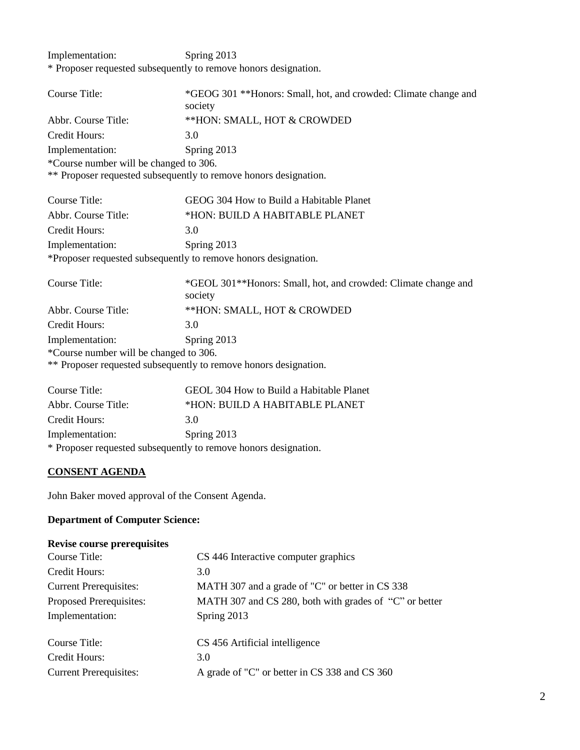Implementation: Spring 2013

* Proposer requested subsequently to remove honors designation.

| | |
|---|---|
| Course Title: | *GEOG 301 **Honors: Small, hot, and crowded: Climate change and society |
| Abbr. Course Title: | **HON: SMALL, HOT & CROWDED |
| Credit Hours: | 3.0 |
| Implementation: | Spring 2013 |

*Course number will be changed to 306.

** Proposer requested subsequently to remove honors designation.

| | |
|---|---|
| Course Title: | GEOG 304 How to Build a Habitable Planet |
| Abbr. Course Title: | *HON: BUILD A HABITABLE PLANET |
| Credit Hours: | 3.0 |
| Implementation: | Spring 2013 |

*Proposer requested subsequently to remove honors designation.

| | |
|---|---|
| Course Title: | *GEOL 301**Honors: Small, hot, and crowded: Climate change and society |
| Abbr. Course Title: | **HON: SMALL, HOT & CROWDED |
| Credit Hours: | 3.0 |
| Implementation: | Spring 2013 |

*Course number will be changed to 306.

** Proposer requested subsequently to remove honors designation.

| | |
|---|---|
| Course Title: | GEOL 304 How to Build a Habitable Planet |
| Abbr. Course Title: | *HON: BUILD A HABITABLE PLANET |
| Credit Hours: | 3.0 |
| Implementation: | Spring 2013 |

* Proposer requested subsequently to remove honors designation.

## CONSENT AGENDA

John Baker moved approval of the Consent Agenda.

### Department of Computer Science:

**Revise course prerequisites**

| | |
|---|---|
| Course Title: | CS 446 Interactive computer graphics |
| Credit Hours: | 3.0 |
| Current Prerequisites: | MATH 307 and a grade of "C" or better in CS 338 |
| Proposed Prerequisites: | MATH 307 and CS 280, both with grades of "C" or better |
| Implementation: | Spring 2013 |

| | |
|---|---|
| Course Title: | CS 456 Artificial intelligence |
| Credit Hours: | 3.0 |
| Current Prerequisites: | A grade of "C" or better in CS 338 and CS 360 |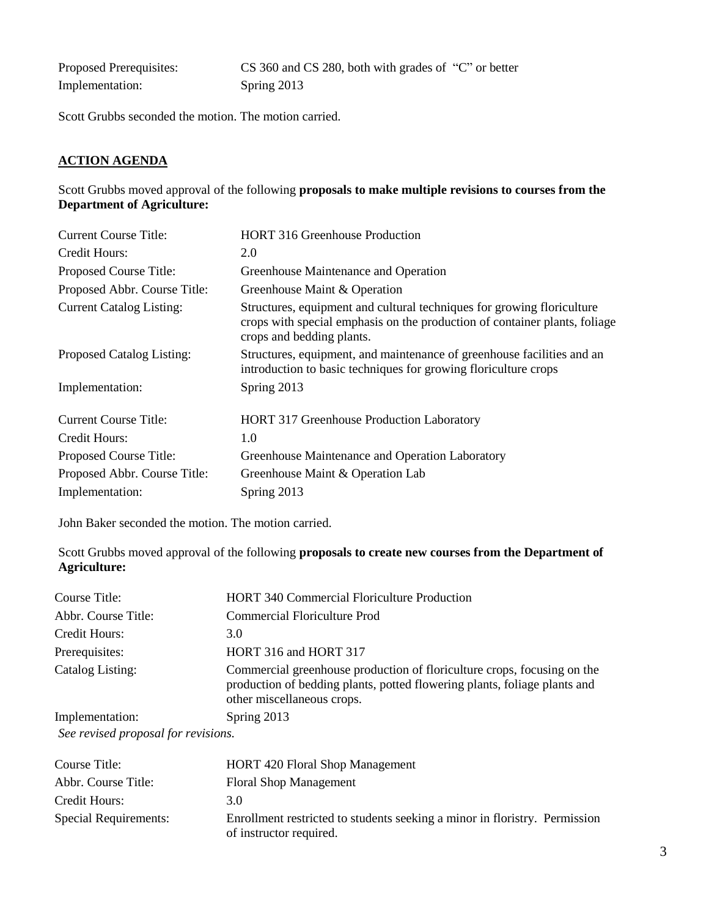| | |
|---|---|
| Proposed Prerequisites: | CS 360 and CS 280, both with grades of "C" or better |
| Implementation: | Spring 2013 |

Scott Grubbs seconded the motion. The motion carried.

## ACTION AGENDA

Scott Grubbs moved approval of the following **proposals to make multiple revisions to courses from the Department of Agriculture:**

| | |
|---|---|
| Current Course Title: | HORT 316 Greenhouse Production |
| Credit Hours: | 2.0 |
| Proposed Course Title: | Greenhouse Maintenance and Operation |
| Proposed Abbr. Course Title: | Greenhouse Maint & Operation |
| Current Catalog Listing: | Structures, equipment and cultural techniques for growing floriculture crops with special emphasis on the production of container plants, foliage crops and bedding plants. |
| Proposed Catalog Listing: | Structures, equipment, and maintenance of greenhouse facilities and an introduction to basic techniques for growing floriculture crops |
| Implementation: | Spring 2013 |

| | |
|---|---|
| Current Course Title: | HORT 317 Greenhouse Production Laboratory |
| Credit Hours: | 1.0 |
| Proposed Course Title: | Greenhouse Maintenance and Operation Laboratory |
| Proposed Abbr. Course Title: | Greenhouse Maint & Operation Lab |
| Implementation: | Spring 2013 |

John Baker seconded the motion. The motion carried.

Scott Grubbs moved approval of the following **proposals to create new courses from the Department of Agriculture:**

| | |
|---|---|
| Course Title: | HORT 340 Commercial Floriculture Production |
| Abbr. Course Title: | Commercial Floriculture Prod |
| Credit Hours: | 3.0 |
| Prerequisites: | HORT 316 and HORT 317 |
| Catalog Listing: | Commercial greenhouse production of floriculture crops, focusing on the production of bedding plants, potted flowering plants, foliage plants and other miscellaneous crops. |
| Implementation: | Spring 2013 |

*See revised proposal for revisions.*

| | |
|---|---|
| Course Title: | HORT 420 Floral Shop Management |
| Abbr. Course Title: | Floral Shop Management |
| Credit Hours: | 3.0 |
| Special Requirements: | Enrollment restricted to students seeking a minor in floristry. Permission of instructor required. |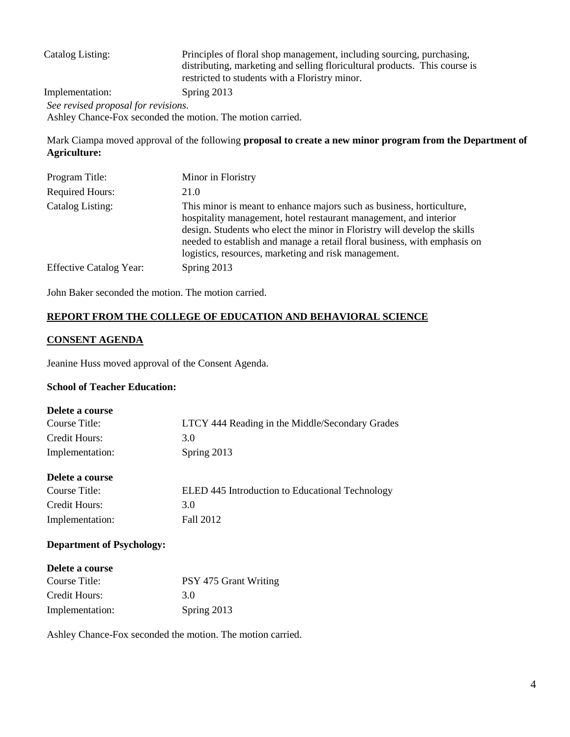| | |
|---|---|
| Catalog Listing: | Principles of floral shop management, including sourcing, purchasing, distributing, marketing and selling floricultural products. This course is restricted to students with a Floristry minor. |
| Implementation: | Spring 2013 |

*See revised proposal for revisions.*

Ashley Chance-Fox seconded the motion. The motion carried.

Mark Ciampa moved approval of the following **proposal to create a new minor program from the Department of Agriculture:**

| | |
|---|---|
| Program Title: | Minor in Floristry |
| Required Hours: | 21.0 |
| Catalog Listing: | This minor is meant to enhance majors such as business, horticulture, hospitality management, hotel restaurant management, and interior design. Students who elect the minor in Floristry will develop the skills needed to establish and manage a retail floral business, with emphasis on logistics, resources, marketing and risk management. |
| Effective Catalog Year: | Spring 2013 |

John Baker seconded the motion. The motion carried.

## REPORT FROM THE COLLEGE OF EDUCATION AND BEHAVIORAL SCIENCE

## CONSENT AGENDA

Jeanine Huss moved approval of the Consent Agenda.

### School of Teacher Education:

**Delete a course**

| | |
|---|---|
| Course Title: | LTCY 444 Reading in the Middle/Secondary Grades |
| Credit Hours: | 3.0 |
| Implementation: | Spring 2013 |

**Delete a course**

| | |
|---|---|
| Course Title: | ELED 445 Introduction to Educational Technology |
| Credit Hours: | 3.0 |
| Implementation: | Fall 2012 |

### Department of Psychology:

**Delete a course**

| | |
|---|---|
| Course Title: | PSY 475 Grant Writing |
| Credit Hours: | 3.0 |
| Implementation: | Spring 2013 |

Ashley Chance-Fox seconded the motion. The motion carried.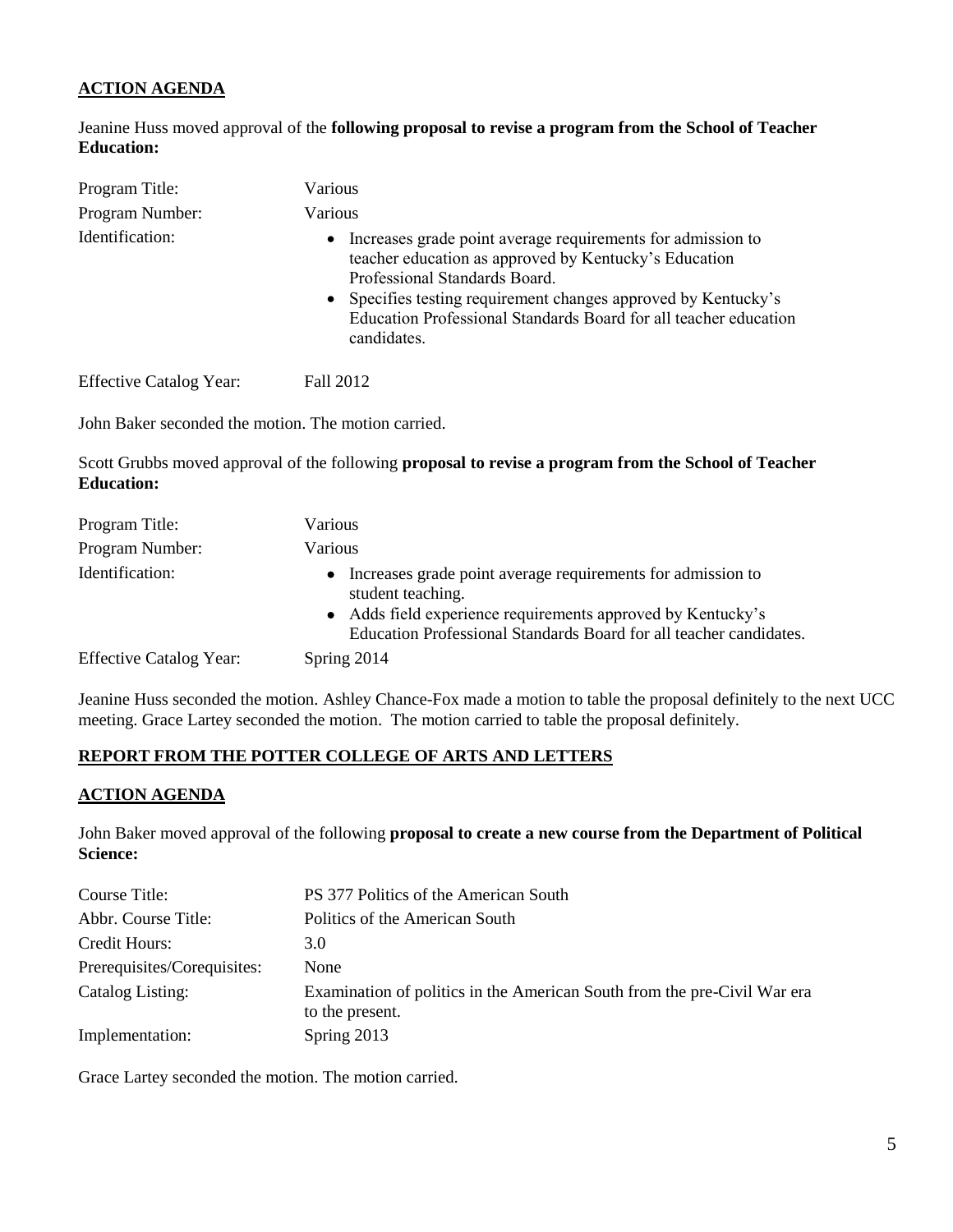**ACTION AGENDA**

Jeanine Huss moved approval of the **following proposal to revise a program from the School of Teacher Education:**

| | |
|---|---|
| Program Title: | Various |
| Program Number: | Various |
| Identification: | • Increases grade point average requirements for admission to teacher education as approved by Kentucky's Education Professional Standards Board.<br>• Specifies testing requirement changes approved by Kentucky's Education Professional Standards Board for all teacher education candidates. |
| Effective Catalog Year: | Fall 2012 |

John Baker seconded the motion. The motion carried.

Scott Grubbs moved approval of the following **proposal to revise a program from the School of Teacher Education:**

| | |
|---|---|
| Program Title: | Various |
| Program Number: | Various |
| Identification: | • Increases grade point average requirements for admission to student teaching.<br>• Adds field experience requirements approved by Kentucky's Education Professional Standards Board for all teacher candidates. |
| Effective Catalog Year: | Spring 2014 |

Jeanine Huss seconded the motion. Ashley Chance-Fox made a motion to table the proposal definitely to the next UCC meeting. Grace Lartey seconded the motion. The motion carried to table the proposal definitely.

**REPORT FROM THE POTTER COLLEGE OF ARTS AND LETTERS**

**ACTION AGENDA**

John Baker moved approval of the following **proposal to create a new course from the Department of Political Science:**

| | |
|---|---|
| Course Title: | PS 377 Politics of the American South |
| Abbr. Course Title: | Politics of the American South |
| Credit Hours: | 3.0 |
| Prerequisites/Corequisites: | None |
| Catalog Listing: | Examination of politics in the American South from the pre-Civil War era to the present. |
| Implementation: | Spring 2013 |

Grace Lartey seconded the motion. The motion carried.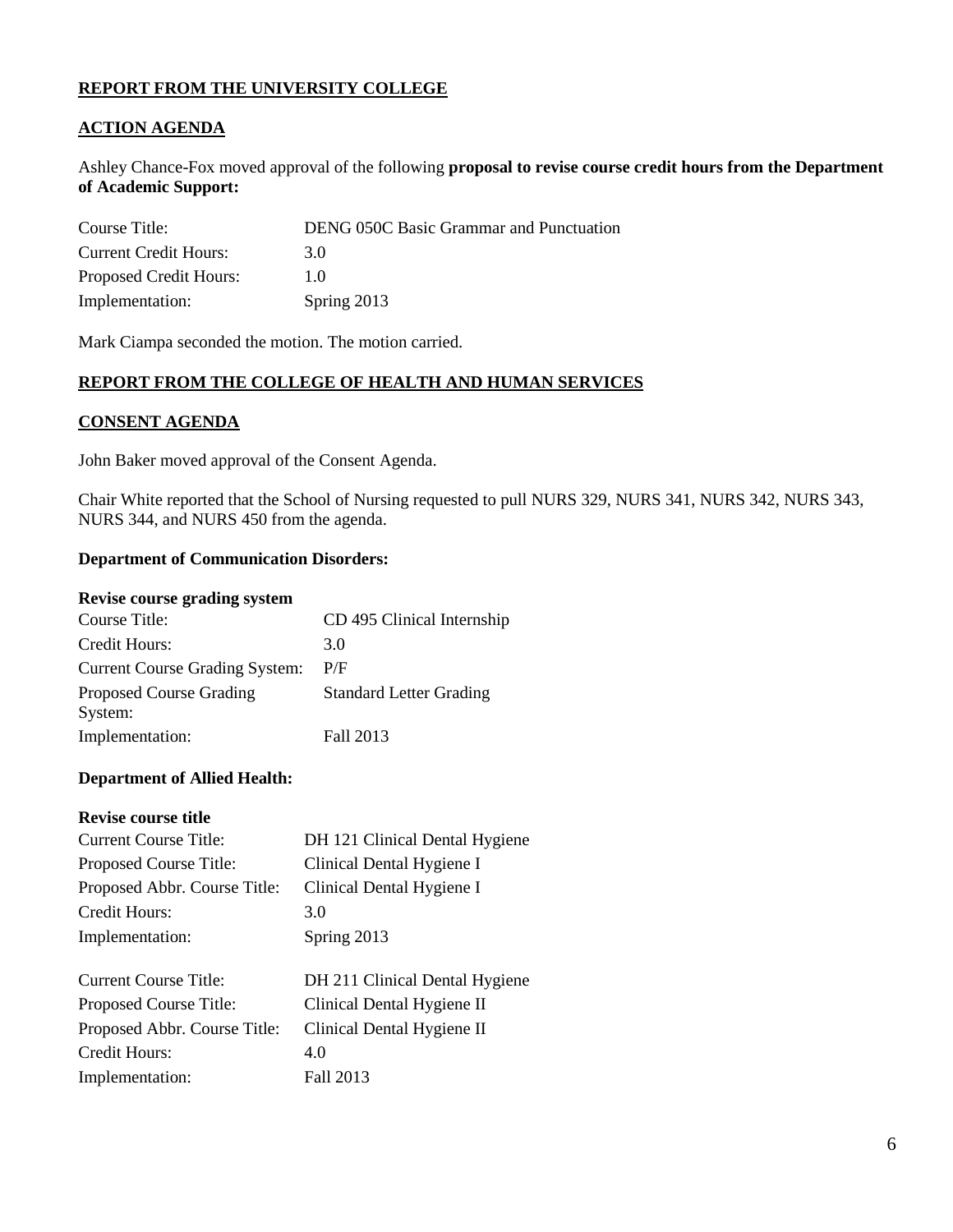## REPORT FROM THE UNIVERSITY COLLEGE

### ACTION AGENDA

Ashley Chance-Fox moved approval of the following **proposal to revise course credit hours from the Department of Academic Support:**

| | |
|---|---|
| Course Title: | DENG 050C Basic Grammar and Punctuation |
| Current Credit Hours: | 3.0 |
| Proposed Credit Hours: | 1.0 |
| Implementation: | Spring 2013 |

Mark Ciampa seconded the motion. The motion carried.

## REPORT FROM THE COLLEGE OF HEALTH AND HUMAN SERVICES

### CONSENT AGENDA

John Baker moved approval of the Consent Agenda.

Chair White reported that the School of Nursing requested to pull NURS 329, NURS 341, NURS 342, NURS 343, NURS 344, and NURS 450 from the agenda.

**Department of Communication Disorders:**

**Revise course grading system**

| | |
|---|---|
| Course Title: | CD 495 Clinical Internship |
| Credit Hours: | 3.0 |
| Current Course Grading System: | P/F |
| Proposed Course Grading System: | Standard Letter Grading |
| Implementation: | Fall 2013 |

**Department of Allied Health:**

**Revise course title**

| | |
|---|---|
| Current Course Title: | DH 121 Clinical Dental Hygiene |
| Proposed Course Title: | Clinical Dental Hygiene I |
| Proposed Abbr. Course Title: | Clinical Dental Hygiene I |
| Credit Hours: | 3.0 |
| Implementation: | Spring 2013 |

| | |
|---|---|
| Current Course Title: | DH 211 Clinical Dental Hygiene |
| Proposed Course Title: | Clinical Dental Hygiene II |
| Proposed Abbr. Course Title: | Clinical Dental Hygiene II |
| Credit Hours: | 4.0 |
| Implementation: | Fall 2013 |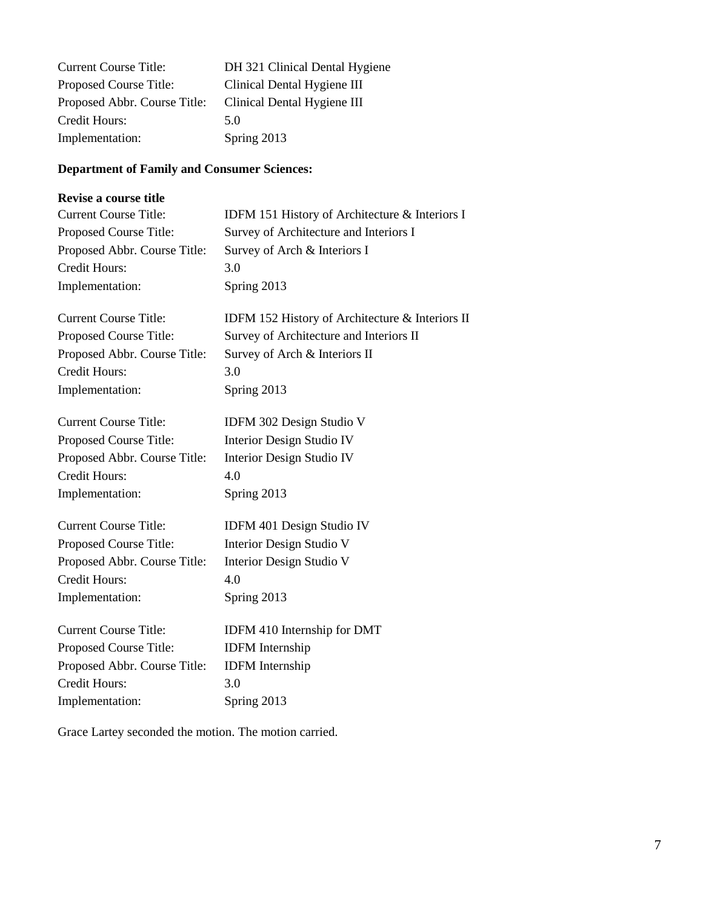Current Course Title: DH 321 Clinical Dental Hygiene
Proposed Course Title: Clinical Dental Hygiene III
Proposed Abbr. Course Title: Clinical Dental Hygiene III
Credit Hours: 5.0
Implementation: Spring 2013

**Department of Family and Consumer Sciences:**

**Revise a course title**

Current Course Title: IDFM 151 History of Architecture & Interiors I
Proposed Course Title: Survey of Architecture and Interiors I
Proposed Abbr. Course Title: Survey of Arch & Interiors I
Credit Hours: 3.0
Implementation: Spring 2013

Current Course Title: IDFM 152 History of Architecture & Interiors II
Proposed Course Title: Survey of Architecture and Interiors II
Proposed Abbr. Course Title: Survey of Arch & Interiors II
Credit Hours: 3.0
Implementation: Spring 2013

Current Course Title: IDFM 302 Design Studio V
Proposed Course Title: Interior Design Studio IV
Proposed Abbr. Course Title: Interior Design Studio IV
Credit Hours: 4.0
Implementation: Spring 2013

Current Course Title: IDFM 401 Design Studio IV
Proposed Course Title: Interior Design Studio V
Proposed Abbr. Course Title: Interior Design Studio V
Credit Hours: 4.0
Implementation: Spring 2013

Current Course Title: IDFM 410 Internship for DMT
Proposed Course Title: IDFM Internship
Proposed Abbr. Course Title: IDFM Internship
Credit Hours: 3.0
Implementation: Spring 2013

Grace Lartey seconded the motion. The motion carried.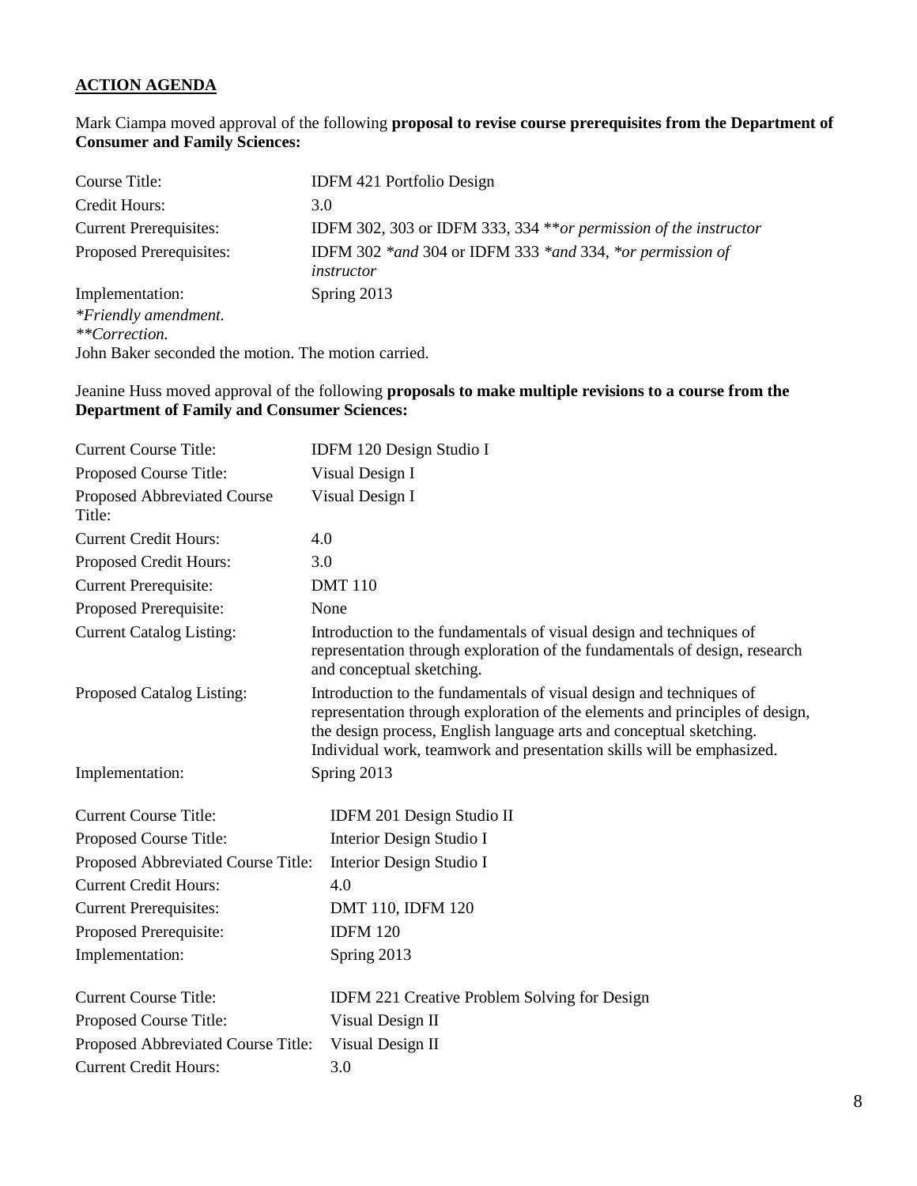**ACTION AGENDA**

Mark Ciampa moved approval of the following **proposal to revise course prerequisites from the Department of Consumer and Family Sciences:**

| | |
|---|---|
| Course Title: | IDFM 421 Portfolio Design |
| Credit Hours: | 3.0 |
| Current Prerequisites: | IDFM 302, 303 or IDFM 333, 334 ***or permission of the instructor* |
| Proposed Prerequisites: | IDFM 302 **and* 304 or IDFM 333 **and* 334, **or permission of instructor* |
| Implementation: | Spring 2013 |

**Friendly amendment.*
***Correction.*
John Baker seconded the motion. The motion carried.

Jeanine Huss moved approval of the following **proposals to make multiple revisions to a course from the Department of Family and Consumer Sciences:**

| | |
|---|---|
| Current Course Title: | IDFM 120 Design Studio I |
| Proposed Course Title: | Visual Design I |
| Proposed Abbreviated Course Title: | Visual Design I |
| Current Credit Hours: | 4.0 |
| Proposed Credit Hours: | 3.0 |
| Current Prerequisite: | DMT 110 |
| Proposed Prerequisite: | None |
| Current Catalog Listing: | Introduction to the fundamentals of visual design and techniques of representation through exploration of the fundamentals of design, research and conceptual sketching. |
| Proposed Catalog Listing: | Introduction to the fundamentals of visual design and techniques of representation through exploration of the elements and principles of design, the design process, English language arts and conceptual sketching. Individual work, teamwork and presentation skills will be emphasized. |
| Implementation: | Spring 2013 |

| | |
|---|---|
| Current Course Title: | IDFM 201 Design Studio II |
| Proposed Course Title: | Interior Design Studio I |
| Proposed Abbreviated Course Title: | Interior Design Studio I |
| Current Credit Hours: | 4.0 |
| Current Prerequisites: | DMT 110, IDFM 120 |
| Proposed Prerequisite: | IDFM 120 |
| Implementation: | Spring 2013 |

| | |
|---|---|
| Current Course Title: | IDFM 221 Creative Problem Solving for Design |
| Proposed Course Title: | Visual Design II |
| Proposed Abbreviated Course Title: | Visual Design II |
| Current Credit Hours: | 3.0 |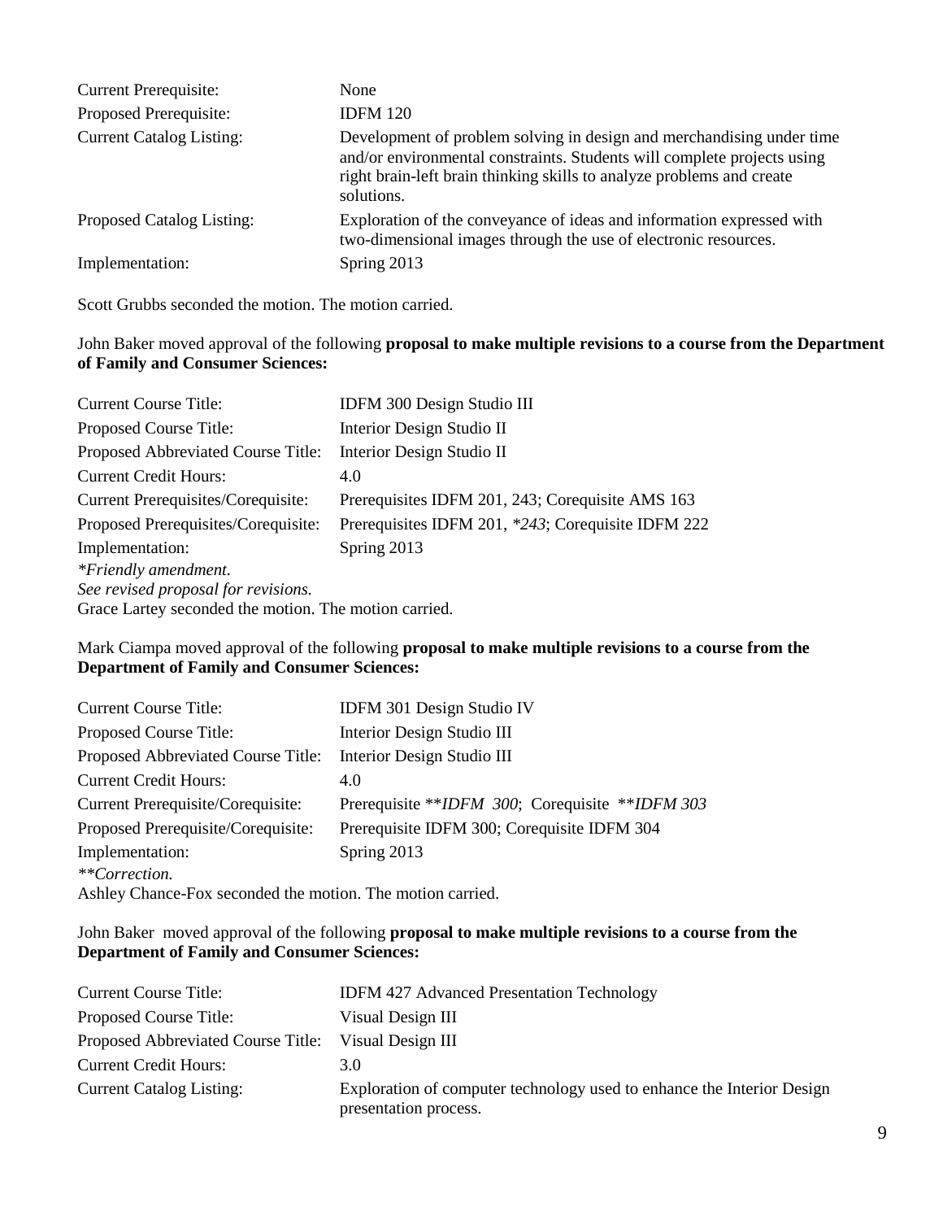| | |
|---|---|
| Current Prerequisite: | None |
| Proposed Prerequisite: | IDFM 120 |
| Current Catalog Listing: | Development of problem solving in design and merchandising under time and/or environmental constraints. Students will complete projects using right brain-left brain thinking skills to analyze problems and create solutions. |
| Proposed Catalog Listing: | Exploration of the conveyance of ideas and information expressed with two-dimensional images through the use of electronic resources. |
| Implementation: | Spring 2013 |

Scott Grubbs seconded the motion. The motion carried.

John Baker moved approval of the following **proposal to make multiple revisions to a course from the Department of Family and Consumer Sciences:**

| | |
|---|---|
| Current Course Title: | IDFM 300 Design Studio III |
| Proposed Course Title: | Interior Design Studio II |
| Proposed Abbreviated Course Title: | Interior Design Studio II |
| Current Credit Hours: | 4.0 |
| Current Prerequisites/Corequisite: | Prerequisites IDFM 201, 243; Corequisite AMS 163 |
| Proposed Prerequisites/Corequisite: | Prerequisites IDFM 201, *\*243*; Corequisite IDFM 222 |
| Implementation: | Spring 2013 |

*\*Friendly amendment.*
*See revised proposal for revisions.*
Grace Lartey seconded the motion. The motion carried.

Mark Ciampa moved approval of the following **proposal to make multiple revisions to a course from the Department of Family and Consumer Sciences:**

| | |
|---|---|
| Current Course Title: | IDFM 301 Design Studio IV |
| Proposed Course Title: | Interior Design Studio III |
| Proposed Abbreviated Course Title: | Interior Design Studio III |
| Current Credit Hours: | 4.0 |
| Current Prerequisite/Corequisite: | Prerequisite \*\**IDFM 300*; Corequisite \*\**IDFM 303* |
| Proposed Prerequisite/Corequisite: | Prerequisite IDFM 300; Corequisite IDFM 304 |
| Implementation: | Spring 2013 |

*\*\*Correction.*
Ashley Chance-Fox seconded the motion. The motion carried.

John Baker moved approval of the following **proposal to make multiple revisions to a course from the Department of Family and Consumer Sciences:**

| | |
|---|---|
| Current Course Title: | IDFM 427 Advanced Presentation Technology |
| Proposed Course Title: | Visual Design III |
| Proposed Abbreviated Course Title: | Visual Design III |
| Current Credit Hours: | 3.0 |
| Current Catalog Listing: | Exploration of computer technology used to enhance the Interior Design presentation process. |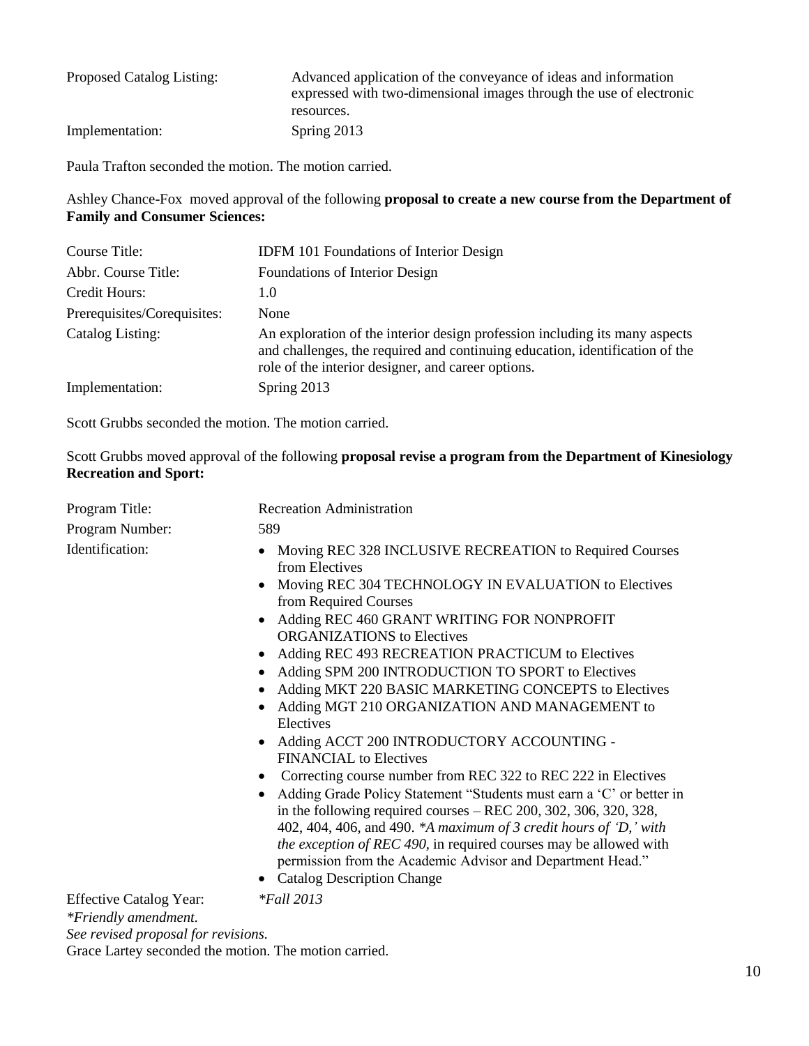| | |
|---|---|
| Proposed Catalog Listing: | Advanced application of the conveyance of ideas and information expressed with two-dimensional images through the use of electronic resources. |
| Implementation: | Spring 2013 |

Paula Trafton seconded the motion. The motion carried.

Ashley Chance-Fox moved approval of the following **proposal to create a new course from the Department of Family and Consumer Sciences:**

| | |
|---|---|
| Course Title: | IDFM 101 Foundations of Interior Design |
| Abbr. Course Title: | Foundations of Interior Design |
| Credit Hours: | 1.0 |
| Prerequisites/Corequisites: | None |
| Catalog Listing: | An exploration of the interior design profession including its many aspects and challenges, the required and continuing education, identification of the role of the interior designer, and career options. |
| Implementation: | Spring 2013 |

Scott Grubbs seconded the motion. The motion carried.

Scott Grubbs moved approval of the following **proposal revise a program from the Department of Kinesiology Recreation and Sport:**

Program Title: Recreation Administration

Program Number: 589

Identification:

- Moving REC 328 INCLUSIVE RECREATION to Required Courses from Electives
- Moving REC 304 TECHNOLOGY IN EVALUATION to Electives from Required Courses
- Adding REC 460 GRANT WRITING FOR NONPROFIT ORGANIZATIONS to Electives
- Adding REC 493 RECREATION PRACTICUM to Electives
- Adding SPM 200 INTRODUCTION TO SPORT to Electives
- Adding MKT 220 BASIC MARKETING CONCEPTS to Electives
- Adding MGT 210 ORGANIZATION AND MANAGEMENT to Electives
- Adding ACCT 200 INTRODUCTORY ACCOUNTING - FINANCIAL to Electives
- Correcting course number from REC 322 to REC 222 in Electives
- Adding Grade Policy Statement "Students must earn a 'C' or better in in the following required courses – REC 200, 302, 306, 320, 328, 402, 404, 406, and 490. *\*A maximum of 3 credit hours of 'D,' with the exception of REC 490*, in required courses may be allowed with permission from the Academic Advisor and Department Head."
- Catalog Description Change

Effective Catalog Year: *\*Fall 2013*

*\*Friendly amendment.*

*See revised proposal for revisions.*

Grace Lartey seconded the motion. The motion carried.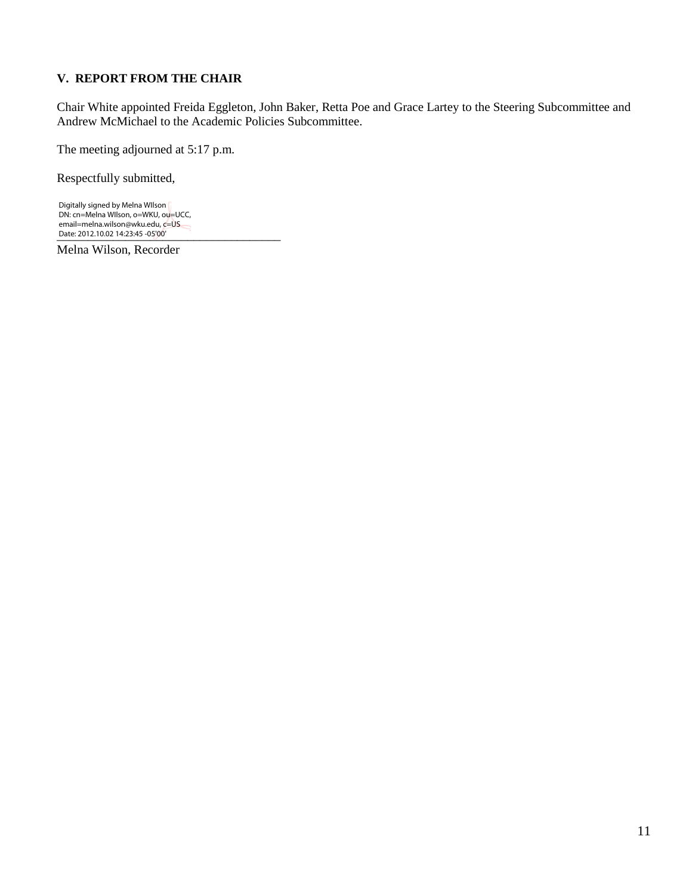## V. REPORT FROM THE CHAIR

Chair White appointed Freida Eggleton, John Baker, Retta Poe and Grace Lartey to the Steering Subcommittee and Andrew McMichael to the Academic Policies Subcommittee.

The meeting adjourned at 5:17 p.m.

Respectfully submitted,

Digitally signed by Melna WIlson
DN: cn=Melna WIlson, o=WKU, ou=UCC, email=melna.wilson@wku.edu, c=US
Date: 2012.10.02 14:23:45 -05'00'

Melna Wilson, Recorder